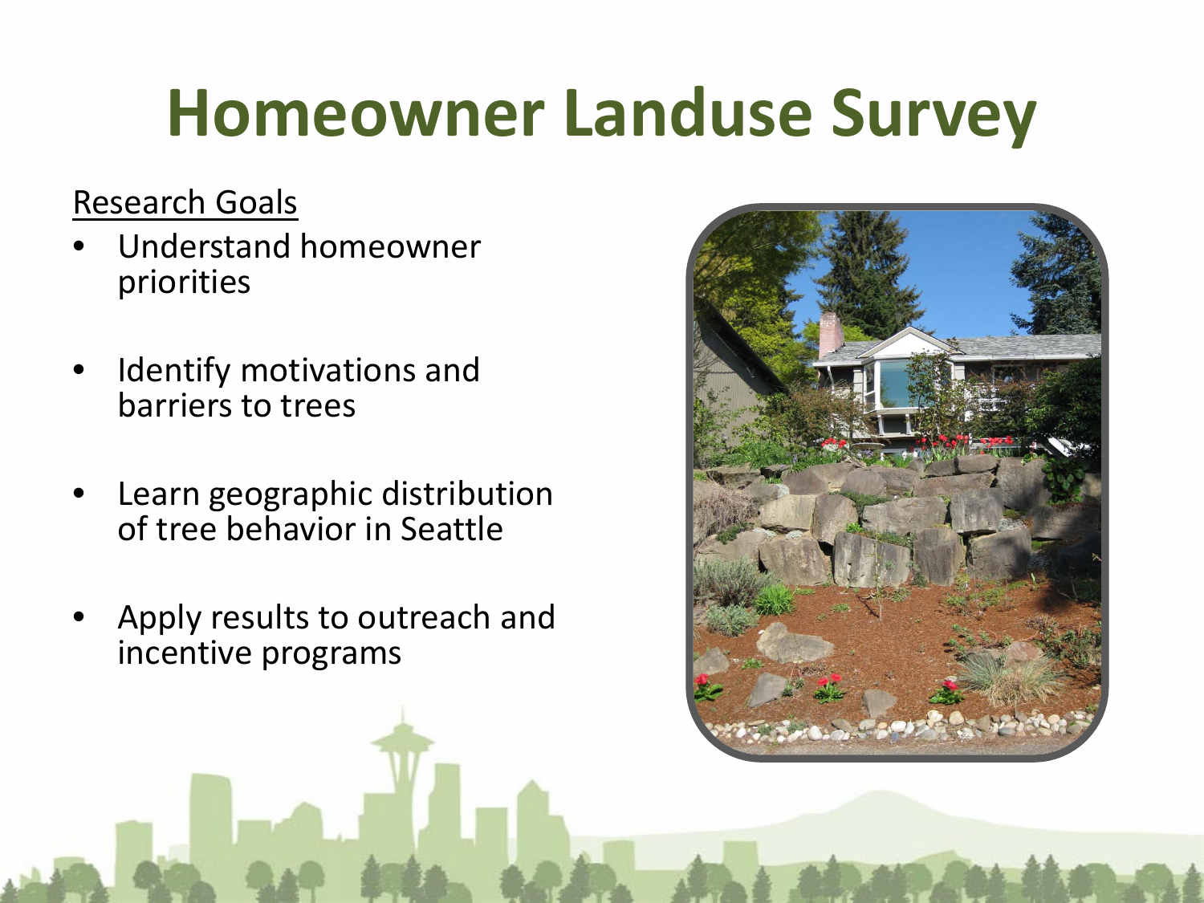# Homeowner Landuse Survey

Research Goals

- Understand homeowner priorities
- Identify motivations and barriers to trees
- Learn geographic distribution of tree behavior in Seattle
- Apply results to outreach and incentive programs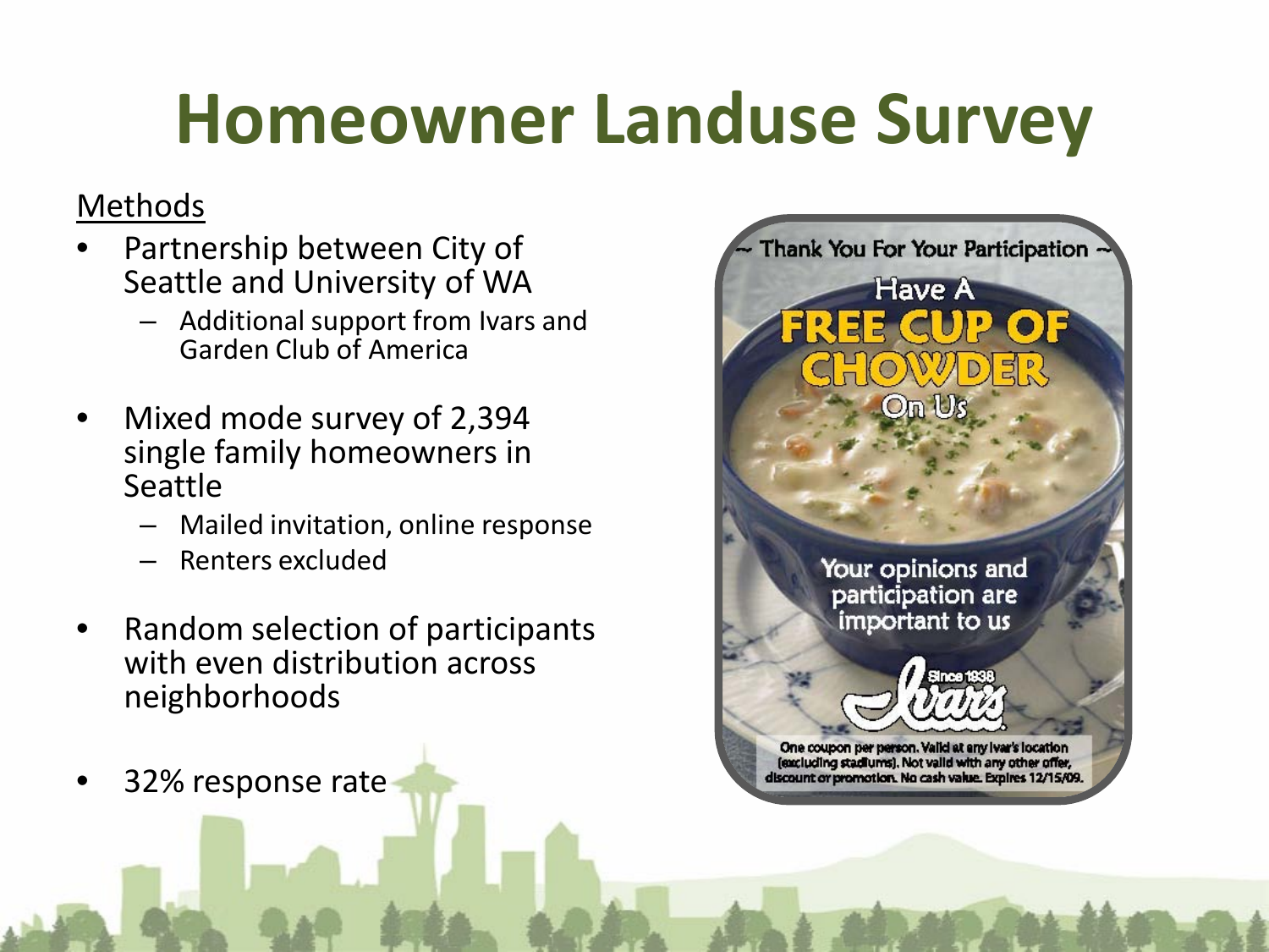# Homeowner Landuse Survey

Methods

- Partnership between City of Seattle and University of WA
  - Additional support from Ivars and Garden Club of America
- Mixed mode survey of 2,394 single family homeowners in Seattle
  - Mailed invitation, online response
  - Renters excluded
- Random selection of participants with even distribution across neighborhoods
- 32% response rate

~ Thank You For Your Participation ~

Have A FREE CUP OF CHOWDER On Us

Your opinions and participation are important to us

Ivar's Since 1938

One coupon per person. Valid at any Ivar's location (excluding stadiums). Not valid with any other offer, discount or promotion. No cash value. Expires 12/15/09.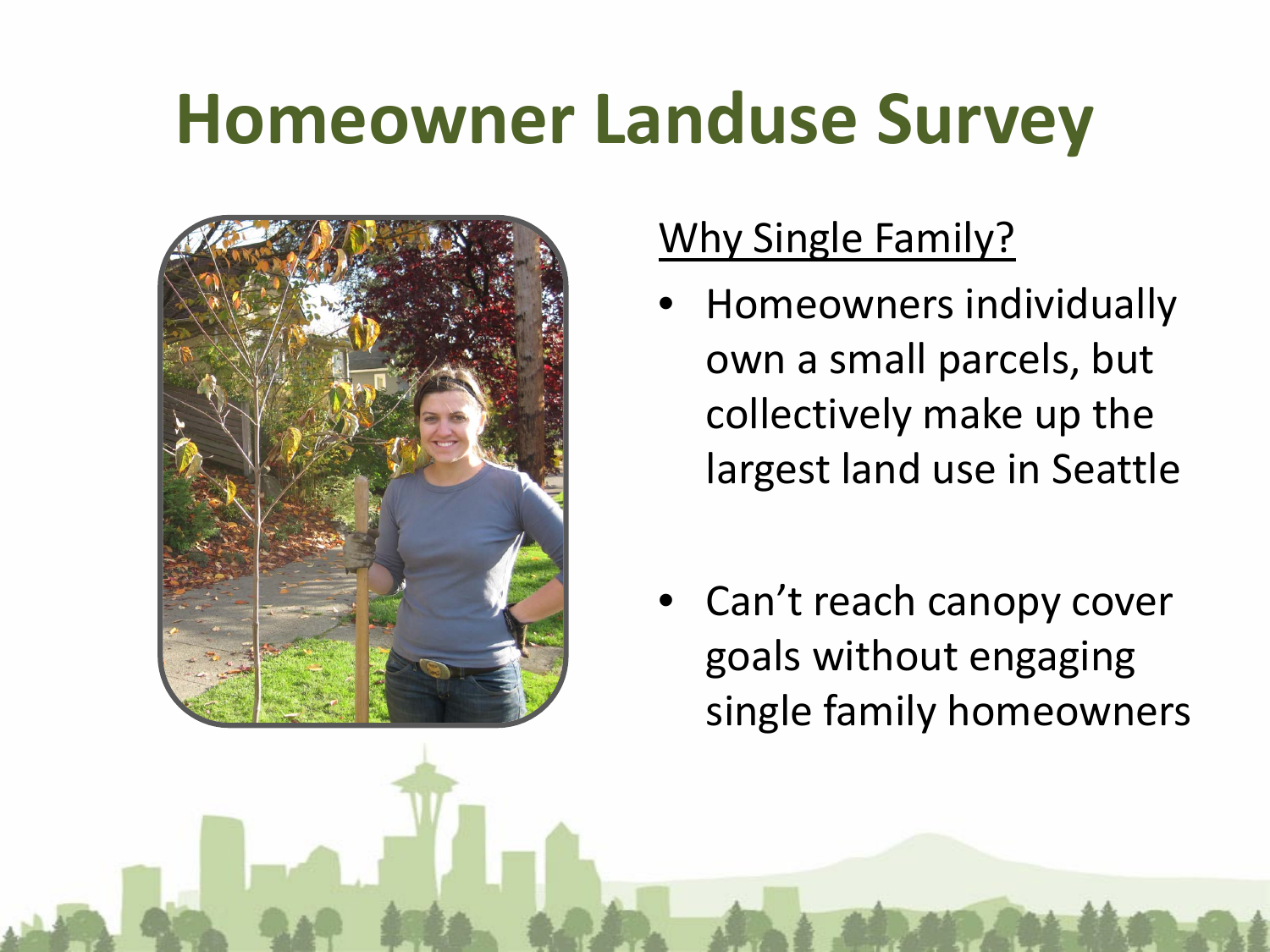# Homeowner Landuse Survey

Why Single Family?

- Homeowners individually own a small parcels, but collectively make up the largest land use in Seattle
- Can't reach canopy cover goals without engaging single family homeowners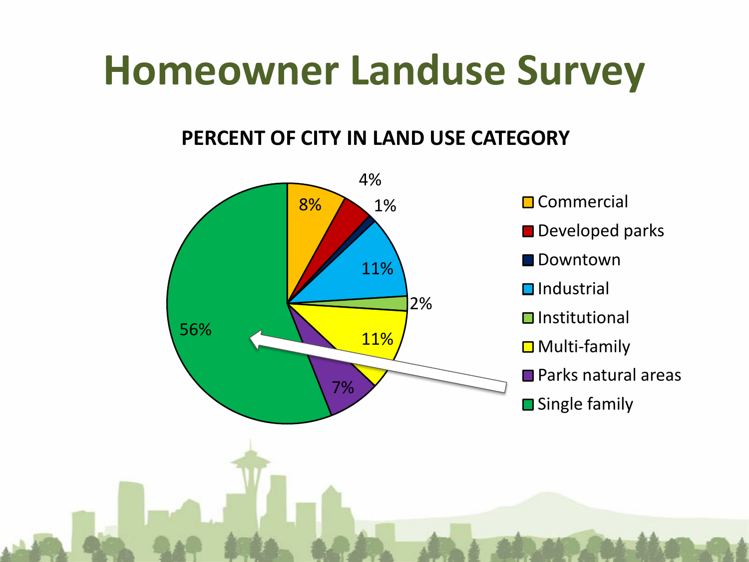# Homeowner Landuse Survey

**PERCENT OF CITY IN LAND USE CATEGORY**

| Land Use Category | Percent |
| --- | --- |
| Commercial | 8% |
| Developed parks | 4% |
| Downtown | 1% |
| Industrial | 11% |
| Institutional | 2% |
| Multi-family | 11% |
| Parks natural areas | 7% |
| Single family | 56% |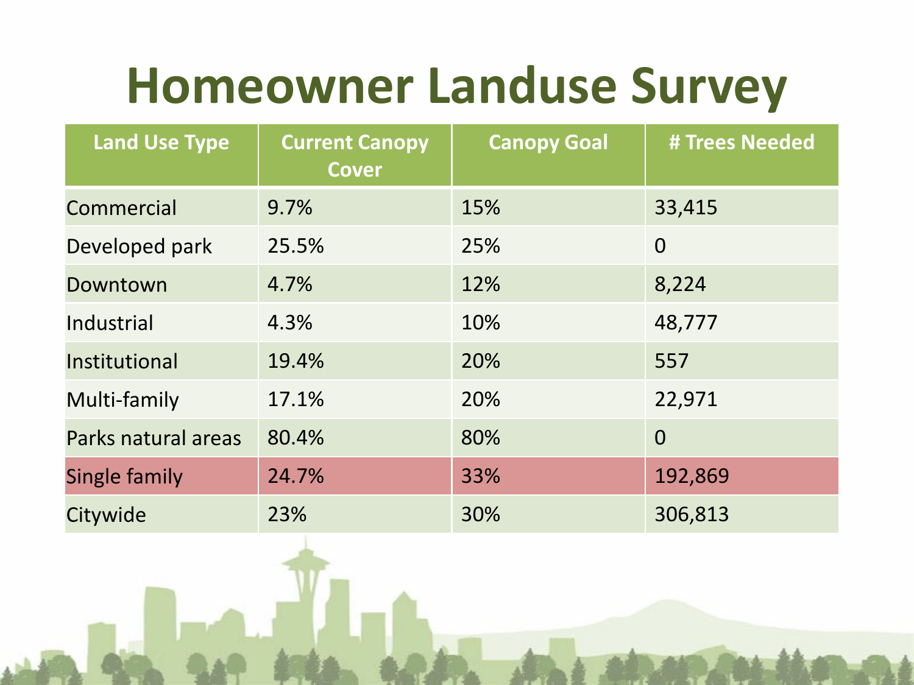# Homeowner Landuse Survey

| Land Use Type | Current Canopy Cover | Canopy Goal | # Trees Needed |
|---|---|---|---|
| Commercial | 9.7% | 15% | 33,415 |
| Developed park | 25.5% | 25% | 0 |
| Downtown | 4.7% | 12% | 8,224 |
| Industrial | 4.3% | 10% | 48,777 |
| Institutional | 19.4% | 20% | 557 |
| Multi-family | 17.1% | 20% | 22,971 |
| Parks natural areas | 80.4% | 80% | 0 |
| Single family | 24.7% | 33% | 192,869 |
| Citywide | 23% | 30% | 306,813 |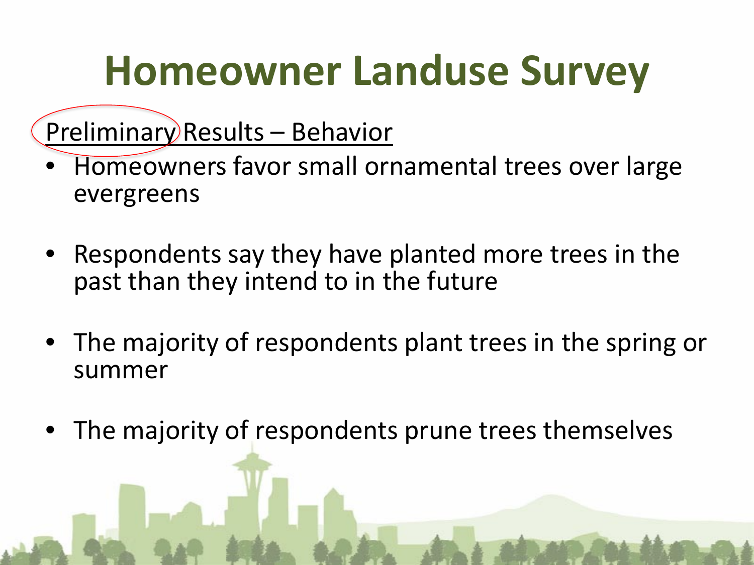# Homeowner Landuse Survey

Preliminary Results – Behavior

- Homeowners favor small ornamental trees over large evergreens
- Respondents say they have planted more trees in the past than they intend to in the future
- The majority of respondents plant trees in the spring or summer
- The majority of respondents prune trees themselves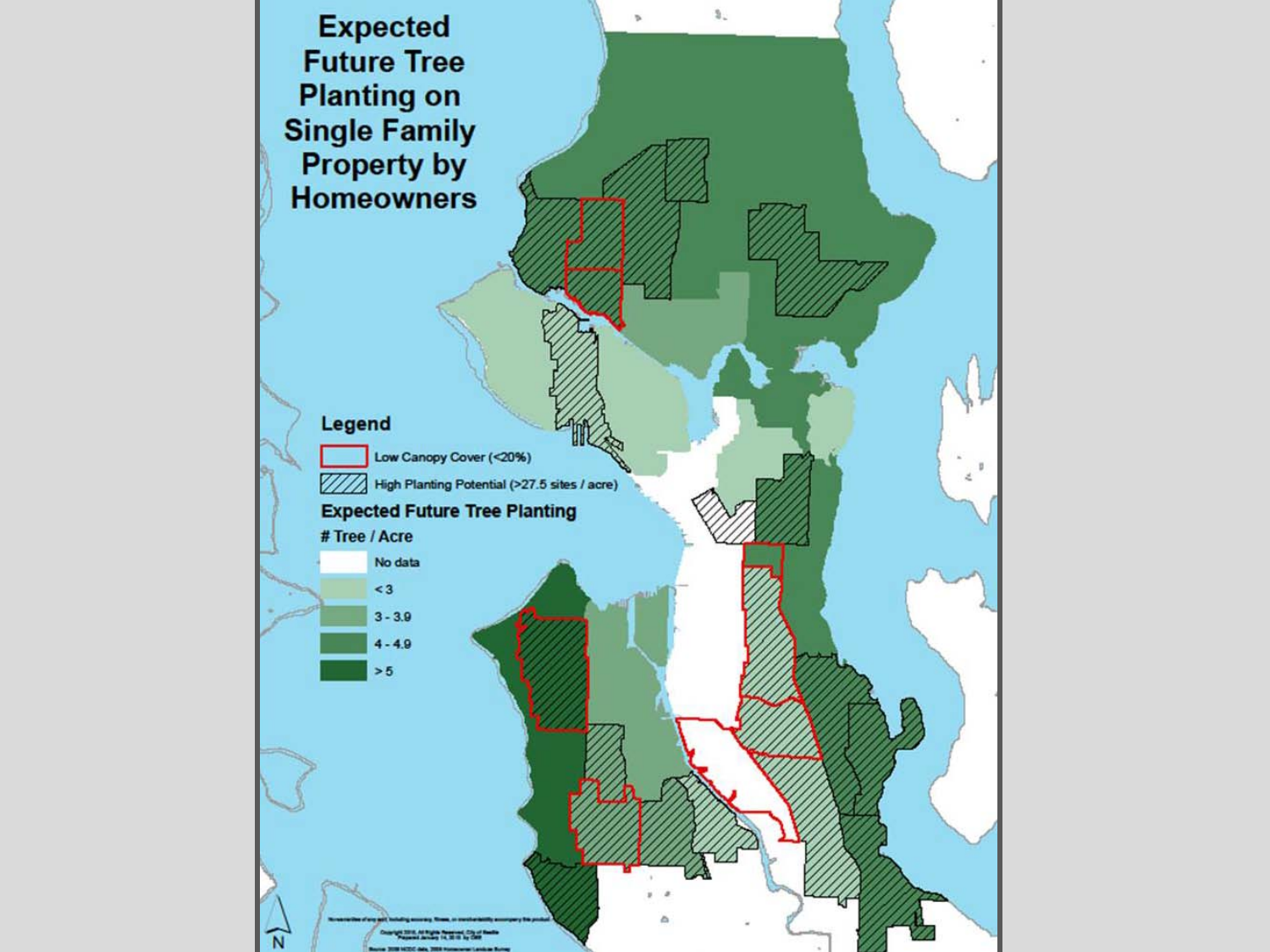# Expected Future Tree Planting on Single Family Property by Homeowners

**Legend**

- Low Canopy Cover (<20%)
- High Planting Potential (>27.5 sites / acre)

**Expected Future Tree Planting**

**# Tree / Acre**

- No data
- < 3
- 3 - 3.9
- 4 - 4.9
- > 5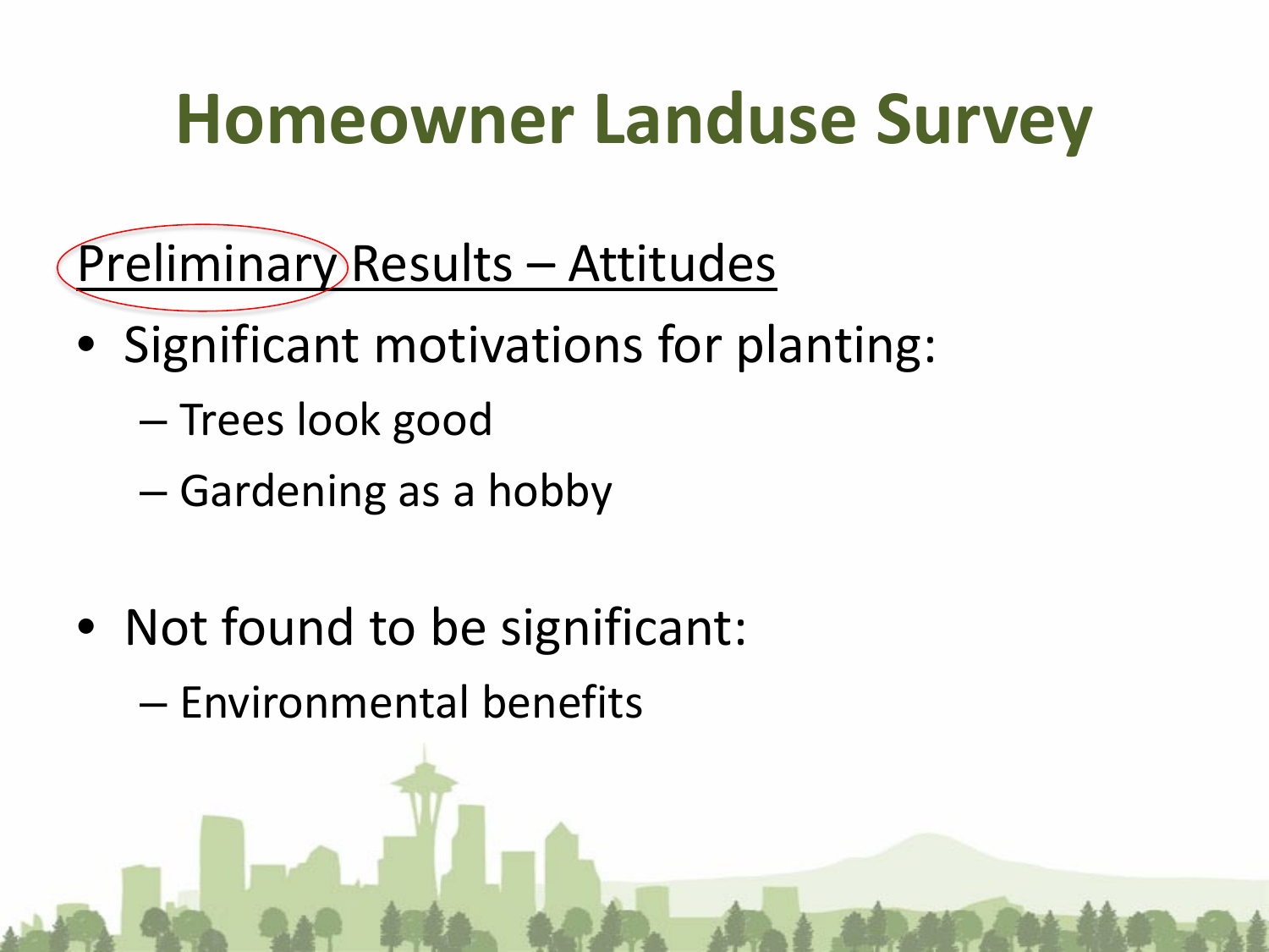# Homeowner Landuse Survey

Preliminary Results – Attitudes

- Significant motivations for planting:
  - Trees look good
  - Gardening as a hobby

- Not found to be significant:
  - Environmental benefits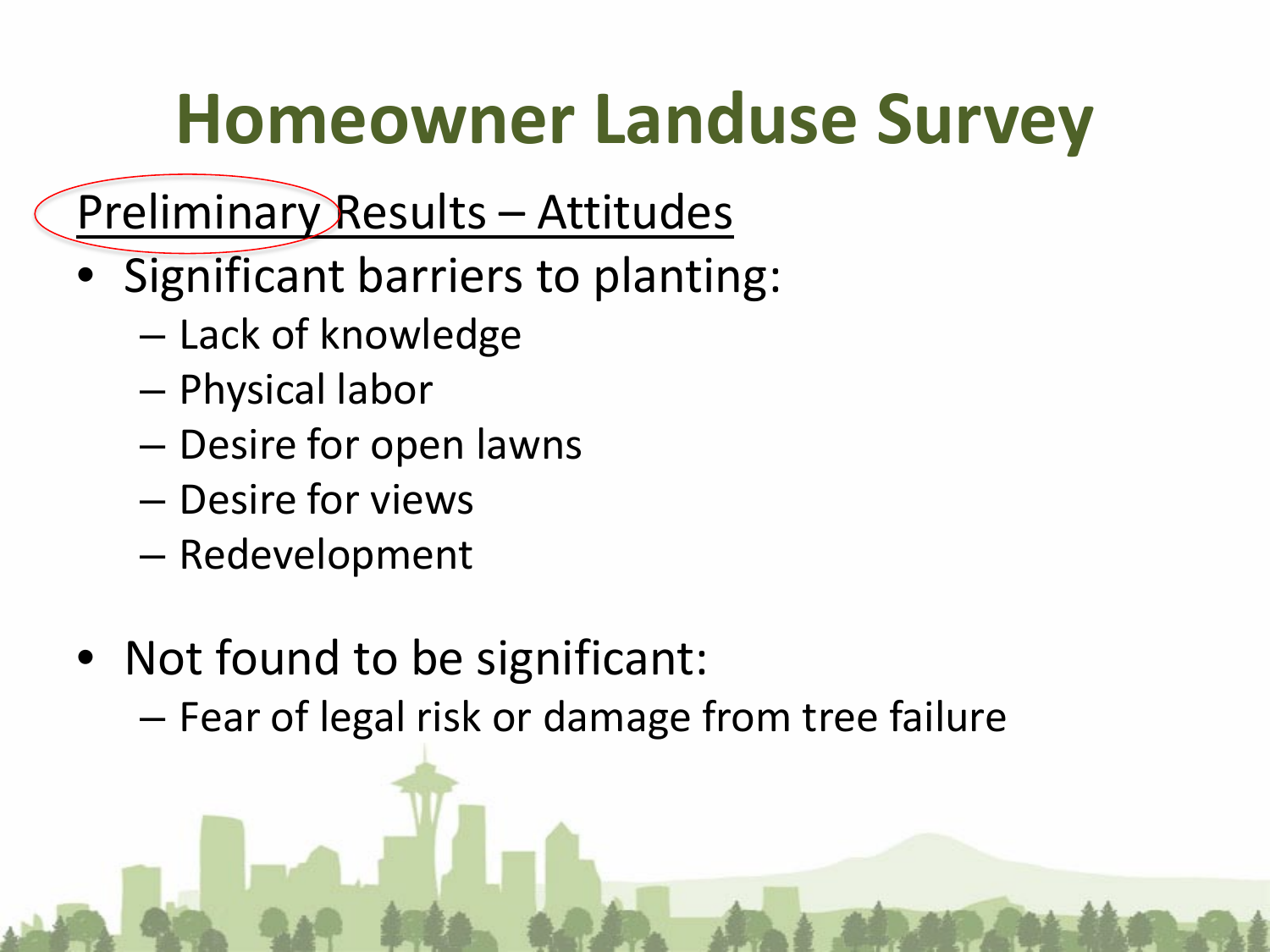# Homeowner Landuse Survey

Preliminary Results – Attitudes

- Significant barriers to planting:
  - Lack of knowledge
  - Physical labor
  - Desire for open lawns
  - Desire for views
  - Redevelopment
- Not found to be significant:
  - Fear of legal risk or damage from tree failure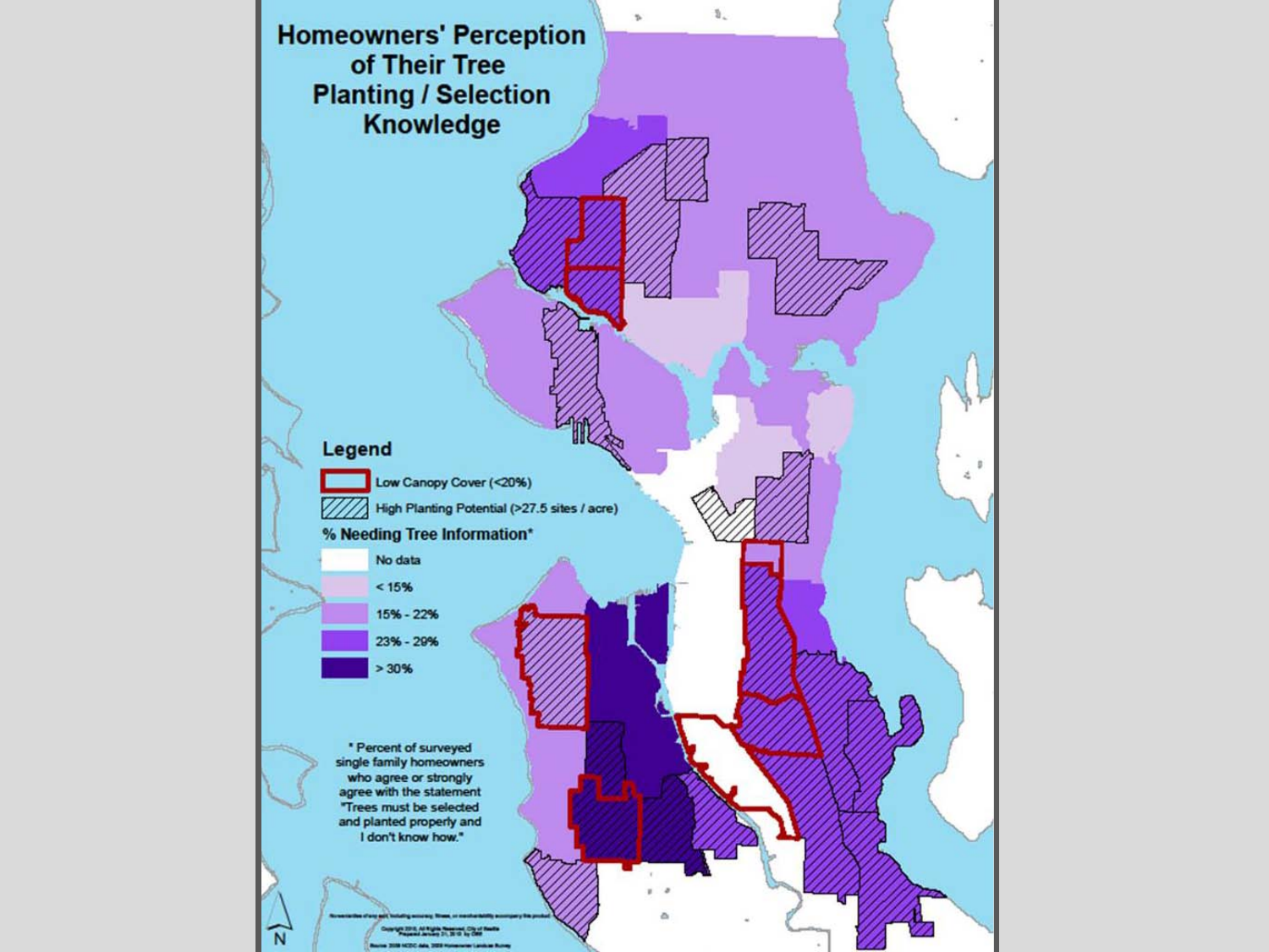# Homeowners' Perception of Their Tree Planting / Selection Knowledge

**Legend**

- Low Canopy Cover (<20%)
- High Planting Potential (>27.5 sites / acre)

**% Needing Tree Information***

- No data
- < 15%
- 15% - 22%
- 23% - 29%
- > 30%

\* Percent of surveyed single family homeowners who agree or strongly agree with the statement "Trees must be selected and planted properly and I don't know how."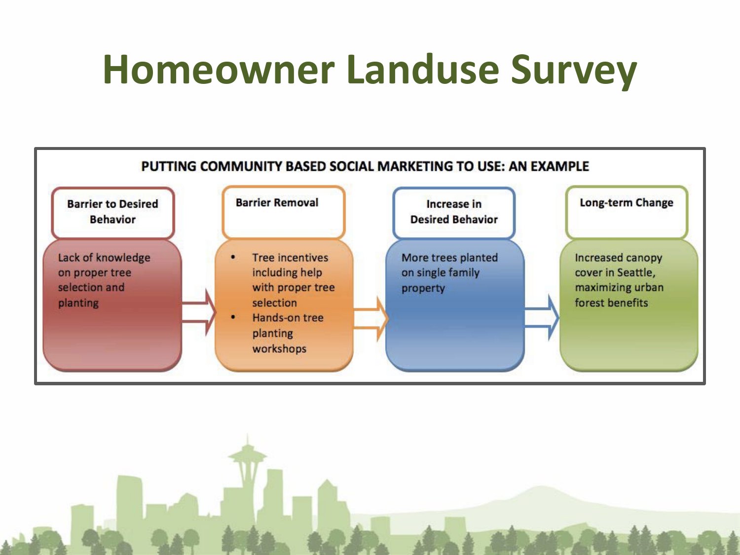# Homeowner Landuse Survey

**PUTTING COMMUNITY BASED SOCIAL MARKETING TO USE: AN EXAMPLE**

| Barrier to Desired Behavior | Barrier Removal | Increase in Desired Behavior | Long-term Change |
| --- | --- | --- | --- |
| Lack of knowledge on proper tree selection and planting | • Tree incentives including help with proper tree selection<br>• Hands-on tree planting workshops | More trees planted on single family property | Increased canopy cover in Seattle, maximizing urban forest benefits |